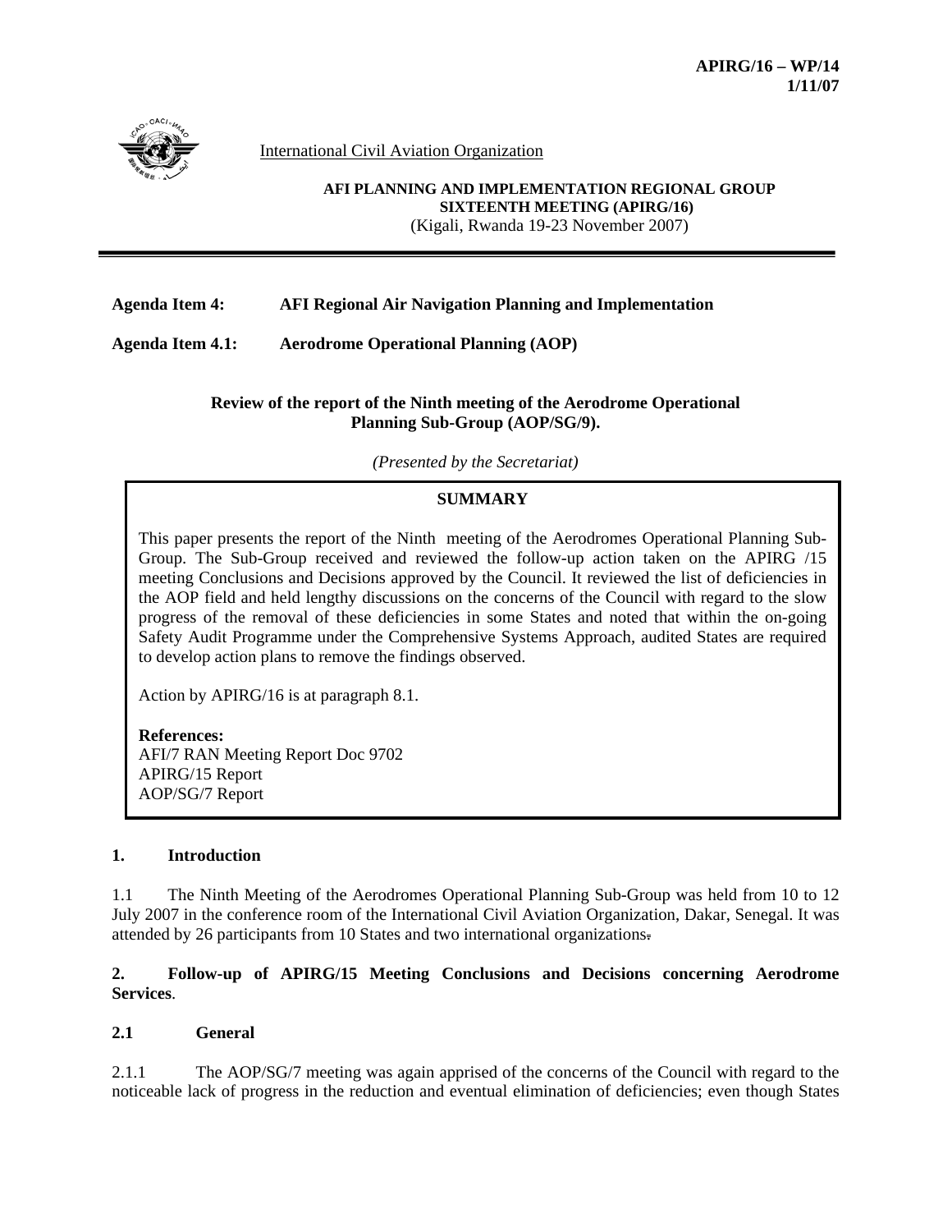APIRG/16 – WP/14
1/11/07

International Civil Aviation Organization

**AFI PLANNING AND IMPLEMENTATION REGIONAL GROUP SIXTEENTH MEETING (APIRG/16)**
(Kigali, Rwanda 19-23 November 2007)

---

**Agenda Item 4: AFI Regional Air Navigation Planning and Implementation**

**Agenda Item 4.1: Aerodrome Operational Planning (AOP)**

**Review of the report of the Ninth meeting of the Aerodrome Operational Planning Sub-Group (AOP/SG/9).**

*(Presented by the Secretariat)*

| **SUMMARY** |
|---|
| This paper presents the report of the Ninth meeting of the Aerodromes Operational Planning Sub-Group. The Sub-Group received and reviewed the follow-up action taken on the APIRG /15 meeting Conclusions and Decisions approved by the Council. It reviewed the list of deficiencies in the AOP field and held lengthy discussions on the concerns of the Council with regard to the slow progress of the removal of these deficiencies in some States and noted that within the on-going Safety Audit Programme under the Comprehensive Systems Approach, audited States are required to develop action plans to remove the findings observed.<br><br>Action by APIRG/16 is at paragraph 8.1.<br><br>**References:**<br>AFI/7 RAN Meeting Report Doc 9702<br>APIRG/15 Report<br>AOP/SG/7 Report |

## 1. Introduction

1.1 The Ninth Meeting of the Aerodromes Operational Planning Sub-Group was held from 10 to 12 July 2007 in the conference room of the International Civil Aviation Organization, Dakar, Senegal. It was attended by 26 participants from 10 States and two international organizations.

## 2. Follow-up of APIRG/15 Meeting Conclusions and Decisions concerning Aerodrome Services.

### 2.1 General

2.1.1 The AOP/SG/7 meeting was again apprised of the concerns of the Council with regard to the noticeable lack of progress in the reduction and eventual elimination of deficiencies; even though States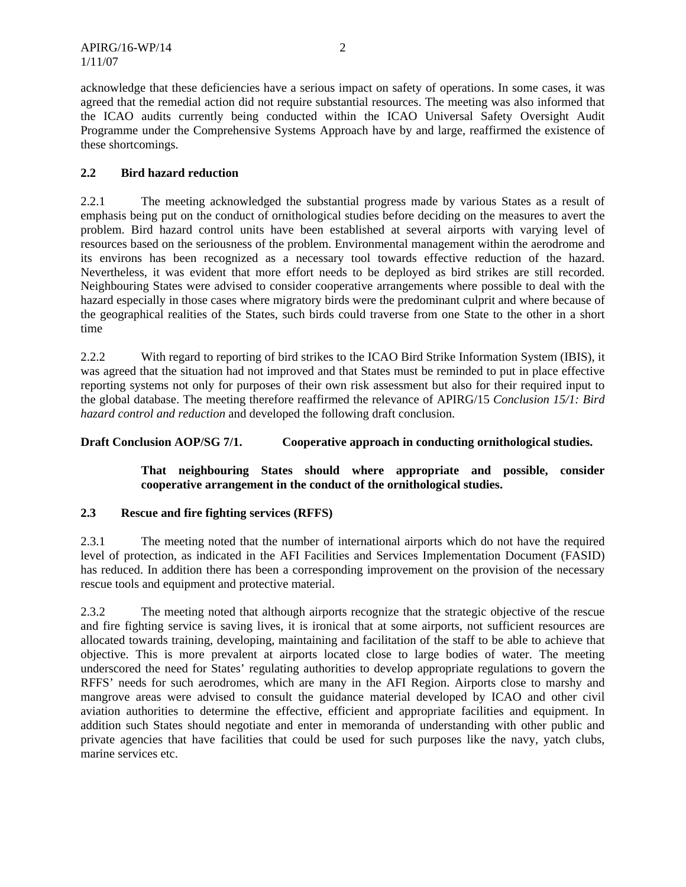acknowledge that these deficiencies have a serious impact on safety of operations. In some cases, it was agreed that the remedial action did not require substantial resources. The meeting was also informed that the ICAO audits currently being conducted within the ICAO Universal Safety Oversight Audit Programme under the Comprehensive Systems Approach have by and large, reaffirmed the existence of these shortcomings.

### 2.2 Bird hazard reduction

2.2.1 The meeting acknowledged the substantial progress made by various States as a result of emphasis being put on the conduct of ornithological studies before deciding on the measures to avert the problem. Bird hazard control units have been established at several airports with varying level of resources based on the seriousness of the problem. Environmental management within the aerodrome and its environs has been recognized as a necessary tool towards effective reduction of the hazard. Nevertheless, it was evident that more effort needs to be deployed as bird strikes are still recorded. Neighbouring States were advised to consider cooperative arrangements where possible to deal with the hazard especially in those cases where migratory birds were the predominant culprit and where because of the geographical realities of the States, such birds could traverse from one State to the other in a short time

2.2.2 With regard to reporting of bird strikes to the ICAO Bird Strike Information System (IBIS), it was agreed that the situation had not improved and that States must be reminded to put in place effective reporting systems not only for purposes of their own risk assessment but also for their required input to the global database. The meeting therefore reaffirmed the relevance of APIRG/15 *Conclusion 15/1: Bird hazard control and reduction* and developed the following draft conclusion.

**Draft Conclusion AOP/SG 7/1. Cooperative approach in conducting ornithological studies.**

> **That neighbouring States should where appropriate and possible, consider cooperative arrangement in the conduct of the ornithological studies.**

### 2.3 Rescue and fire fighting services (RFFS)

2.3.1 The meeting noted that the number of international airports which do not have the required level of protection, as indicated in the AFI Facilities and Services Implementation Document (FASID) has reduced. In addition there has been a corresponding improvement on the provision of the necessary rescue tools and equipment and protective material.

2.3.2 The meeting noted that although airports recognize that the strategic objective of the rescue and fire fighting service is saving lives, it is ironical that at some airports, not sufficient resources are allocated towards training, developing, maintaining and facilitation of the staff to be able to achieve that objective. This is more prevalent at airports located close to large bodies of water. The meeting underscored the need for States' regulating authorities to develop appropriate regulations to govern the RFFS' needs for such aerodromes, which are many in the AFI Region. Airports close to marshy and mangrove areas were advised to consult the guidance material developed by ICAO and other civil aviation authorities to determine the effective, efficient and appropriate facilities and equipment. In addition such States should negotiate and enter in memoranda of understanding with other public and private agencies that have facilities that could be used for such purposes like the navy, yatch clubs, marine services etc.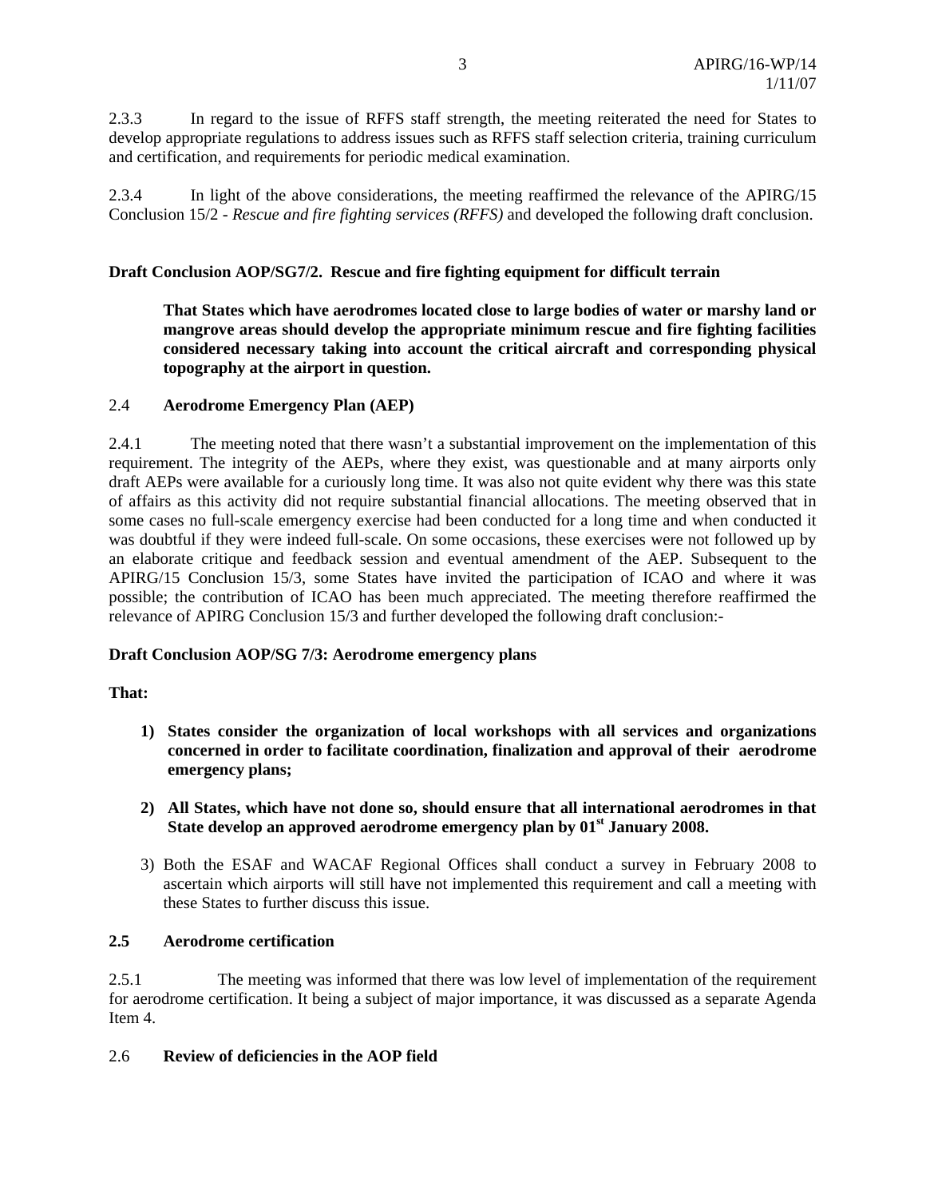2.3.3 In regard to the issue of RFFS staff strength, the meeting reiterated the need for States to develop appropriate regulations to address issues such as RFFS staff selection criteria, training curriculum and certification, and requirements for periodic medical examination.

2.3.4 In light of the above considerations, the meeting reaffirmed the relevance of the APIRG/15 Conclusion 15/2 - *Rescue and fire fighting services (RFFS)* and developed the following draft conclusion.

**Draft Conclusion AOP/SG7/2. Rescue and fire fighting equipment for difficult terrain**

> **That States which have aerodromes located close to large bodies of water or marshy land or mangrove areas should develop the appropriate minimum rescue and fire fighting facilities considered necessary taking into account the critical aircraft and corresponding physical topography at the airport in question.**

2.4 **Aerodrome Emergency Plan (AEP)**

2.4.1 The meeting noted that there wasn't a substantial improvement on the implementation of this requirement. The integrity of the AEPs, where they exist, was questionable and at many airports only draft AEPs were available for a curiously long time. It was also not quite evident why there was this state of affairs as this activity did not require substantial financial allocations. The meeting observed that in some cases no full-scale emergency exercise had been conducted for a long time and when conducted it was doubtful if they were indeed full-scale. On some occasions, these exercises were not followed up by an elaborate critique and feedback session and eventual amendment of the AEP. Subsequent to the APIRG/15 Conclusion 15/3, some States have invited the participation of ICAO and where it was possible; the contribution of ICAO has been much appreciated. The meeting therefore reaffirmed the relevance of APIRG Conclusion 15/3 and further developed the following draft conclusion:-

**Draft Conclusion AOP/SG 7/3: Aerodrome emergency plans**

**That:**

1) **States consider the organization of local workshops with all services and organizations concerned in order to facilitate coordination, finalization and approval of their aerodrome emergency plans;**

2) **All States, which have not done so, should ensure that all international aerodromes in that State develop an approved aerodrome emergency plan by 01st January 2008.**

3) Both the ESAF and WACAF Regional Offices shall conduct a survey in February 2008 to ascertain which airports will still have not implemented this requirement and call a meeting with these States to further discuss this issue.

**2.5 Aerodrome certification**

2.5.1 The meeting was informed that there was low level of implementation of the requirement for aerodrome certification. It being a subject of major importance, it was discussed as a separate Agenda Item 4.

2.6 **Review of deficiencies in the AOP field**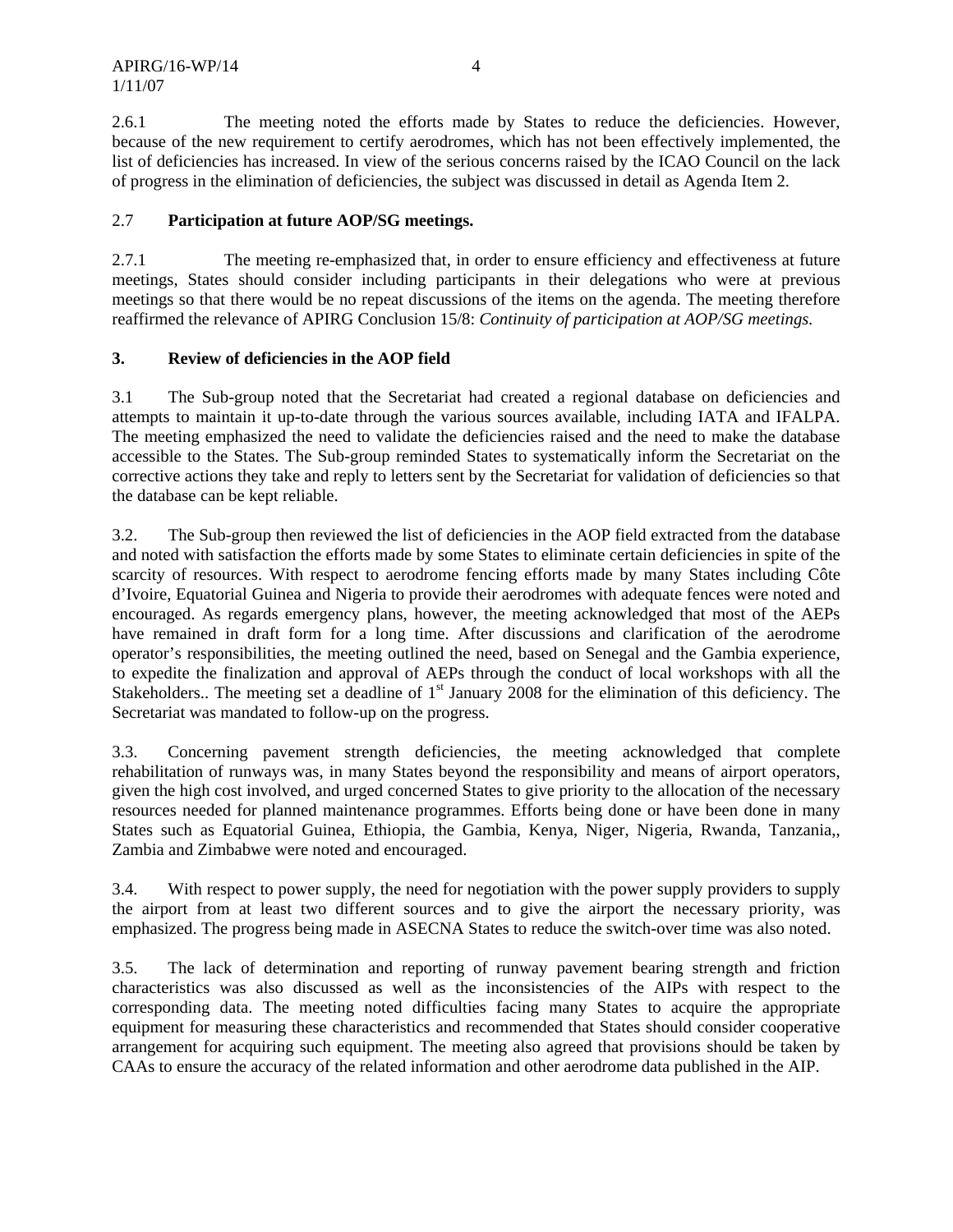2.6.1 The meeting noted the efforts made by States to reduce the deficiencies. However, because of the new requirement to certify aerodromes, which has not been effectively implemented, the list of deficiencies has increased. In view of the serious concerns raised by the ICAO Council on the lack of progress in the elimination of deficiencies, the subject was discussed in detail as Agenda Item 2.

2.7 **Participation at future AOP/SG meetings.**

2.7.1 The meeting re-emphasized that, in order to ensure efficiency and effectiveness at future meetings, States should consider including participants in their delegations who were at previous meetings so that there would be no repeat discussions of the items on the agenda. The meeting therefore reaffirmed the relevance of APIRG Conclusion 15/8: *Continuity of participation at AOP/SG meetings.*

## 3. Review of deficiencies in the AOP field

3.1 The Sub-group noted that the Secretariat had created a regional database on deficiencies and attempts to maintain it up-to-date through the various sources available, including IATA and IFALPA. The meeting emphasized the need to validate the deficiencies raised and the need to make the database accessible to the States. The Sub-group reminded States to systematically inform the Secretariat on the corrective actions they take and reply to letters sent by the Secretariat for validation of deficiencies so that the database can be kept reliable.

3.2. The Sub-group then reviewed the list of deficiencies in the AOP field extracted from the database and noted with satisfaction the efforts made by some States to eliminate certain deficiencies in spite of the scarcity of resources. With respect to aerodrome fencing efforts made by many States including Côte d'Ivoire, Equatorial Guinea and Nigeria to provide their aerodromes with adequate fences were noted and encouraged. As regards emergency plans, however, the meeting acknowledged that most of the AEPs have remained in draft form for a long time. After discussions and clarification of the aerodrome operator's responsibilities, the meeting outlined the need, based on Senegal and the Gambia experience, to expedite the finalization and approval of AEPs through the conduct of local workshops with all the Stakeholders.. The meeting set a deadline of 1st January 2008 for the elimination of this deficiency. The Secretariat was mandated to follow-up on the progress.

3.3. Concerning pavement strength deficiencies, the meeting acknowledged that complete rehabilitation of runways was, in many States beyond the responsibility and means of airport operators, given the high cost involved, and urged concerned States to give priority to the allocation of the necessary resources needed for planned maintenance programmes. Efforts being done or have been done in many States such as Equatorial Guinea, Ethiopia, the Gambia, Kenya, Niger, Nigeria, Rwanda, Tanzania,, Zambia and Zimbabwe were noted and encouraged.

3.4. With respect to power supply, the need for negotiation with the power supply providers to supply the airport from at least two different sources and to give the airport the necessary priority, was emphasized. The progress being made in ASECNA States to reduce the switch-over time was also noted.

3.5. The lack of determination and reporting of runway pavement bearing strength and friction characteristics was also discussed as well as the inconsistencies of the AIPs with respect to the corresponding data. The meeting noted difficulties facing many States to acquire the appropriate equipment for measuring these characteristics and recommended that States should consider cooperative arrangement for acquiring such equipment. The meeting also agreed that provisions should be taken by CAAs to ensure the accuracy of the related information and other aerodrome data published in the AIP.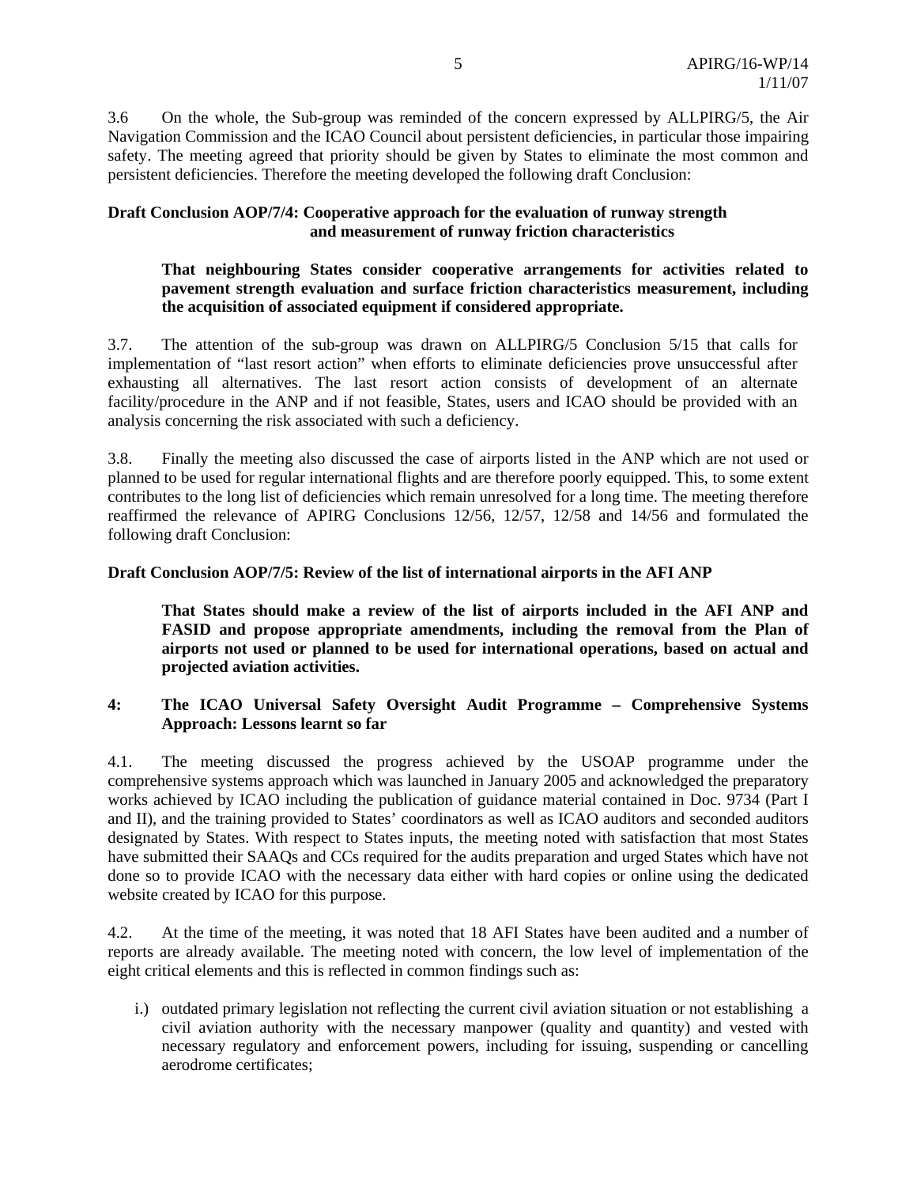3.6 On the whole, the Sub-group was reminded of the concern expressed by ALLPIRG/5, the Air Navigation Commission and the ICAO Council about persistent deficiencies, in particular those impairing safety. The meeting agreed that priority should be given by States to eliminate the most common and persistent deficiencies. Therefore the meeting developed the following draft Conclusion:

**Draft Conclusion AOP/7/4: Cooperative approach for the evaluation of runway strength and measurement of runway friction characteristics**

> **That neighbouring States consider cooperative arrangements for activities related to pavement strength evaluation and surface friction characteristics measurement, including the acquisition of associated equipment if considered appropriate.**

3.7. The attention of the sub-group was drawn on ALLPIRG/5 Conclusion 5/15 that calls for implementation of "last resort action" when efforts to eliminate deficiencies prove unsuccessful after exhausting all alternatives. The last resort action consists of development of an alternate facility/procedure in the ANP and if not feasible, States, users and ICAO should be provided with an analysis concerning the risk associated with such a deficiency.

3.8. Finally the meeting also discussed the case of airports listed in the ANP which are not used or planned to be used for regular international flights and are therefore poorly equipped. This, to some extent contributes to the long list of deficiencies which remain unresolved for a long time. The meeting therefore reaffirmed the relevance of APIRG Conclusions 12/56, 12/57, 12/58 and 14/56 and formulated the following draft Conclusion:

**Draft Conclusion AOP/7/5: Review of the list of international airports in the AFI ANP**

> **That States should make a review of the list of airports included in the AFI ANP and FASID and propose appropriate amendments, including the removal from the Plan of airports not used or planned to be used for international operations, based on actual and projected aviation activities.**

## 4: The ICAO Universal Safety Oversight Audit Programme – Comprehensive Systems Approach: Lessons learnt so far

4.1. The meeting discussed the progress achieved by the USOAP programme under the comprehensive systems approach which was launched in January 2005 and acknowledged the preparatory works achieved by ICAO including the publication of guidance material contained in Doc. 9734 (Part I and II), and the training provided to States' coordinators as well as ICAO auditors and seconded auditors designated by States. With respect to States inputs, the meeting noted with satisfaction that most States have submitted their SAAQs and CCs required for the audits preparation and urged States which have not done so to provide ICAO with the necessary data either with hard copies or online using the dedicated website created by ICAO for this purpose.

4.2. At the time of the meeting, it was noted that 18 AFI States have been audited and a number of reports are already available. The meeting noted with concern, the low level of implementation of the eight critical elements and this is reflected in common findings such as:

i.) outdated primary legislation not reflecting the current civil aviation situation or not establishing a civil aviation authority with the necessary manpower (quality and quantity) and vested with necessary regulatory and enforcement powers, including for issuing, suspending or cancelling aerodrome certificates;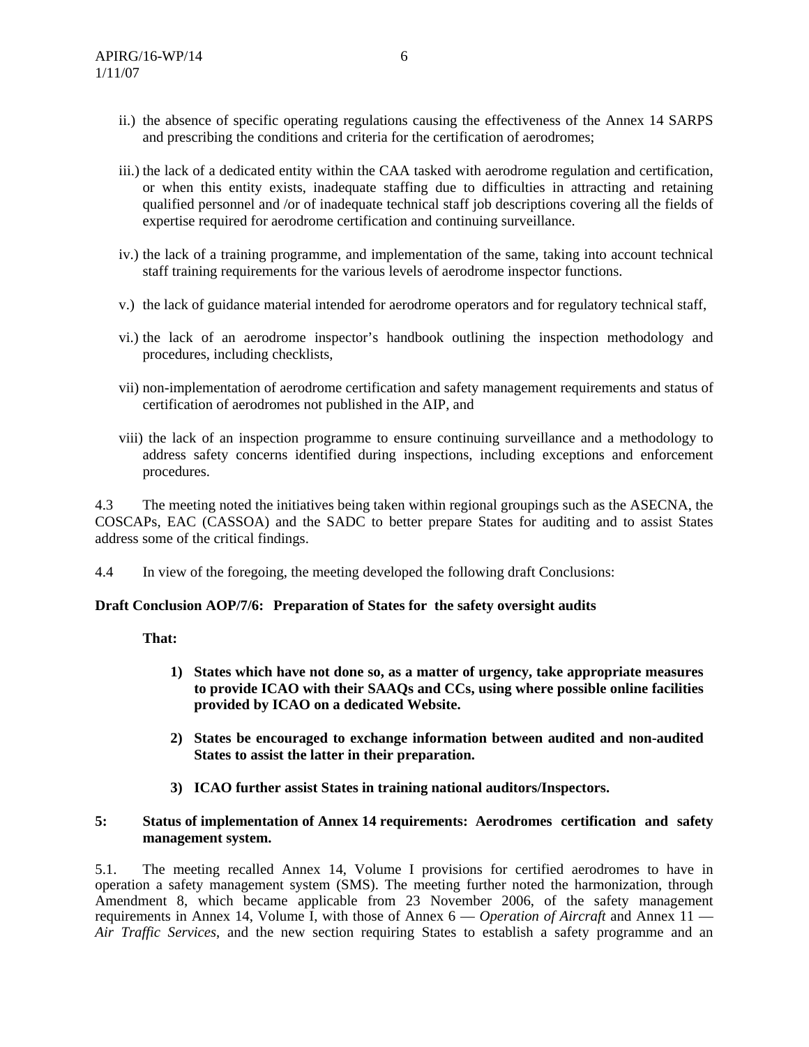ii.) the absence of specific operating regulations causing the effectiveness of the Annex 14 SARPS and prescribing the conditions and criteria for the certification of aerodromes;

iii.) the lack of a dedicated entity within the CAA tasked with aerodrome regulation and certification, or when this entity exists, inadequate staffing due to difficulties in attracting and retaining qualified personnel and /or of inadequate technical staff job descriptions covering all the fields of expertise required for aerodrome certification and continuing surveillance.

iv.) the lack of a training programme, and implementation of the same, taking into account technical staff training requirements for the various levels of aerodrome inspector functions.

v.) the lack of guidance material intended for aerodrome operators and for regulatory technical staff,

vi.) the lack of an aerodrome inspector's handbook outlining the inspection methodology and procedures, including checklists,

vii) non-implementation of aerodrome certification and safety management requirements and status of certification of aerodromes not published in the AIP, and

viii) the lack of an inspection programme to ensure continuing surveillance and a methodology to address safety concerns identified during inspections, including exceptions and enforcement procedures.

4.3 The meeting noted the initiatives being taken within regional groupings such as the ASECNA, the COSCAPs, EAC (CASSOA) and the SADC to better prepare States for auditing and to assist States address some of the critical findings.

4.4 In view of the foregoing, the meeting developed the following draft Conclusions:

**Draft Conclusion AOP/7/6: Preparation of States for the safety oversight audits**

**That:**

1) **States which have not done so, as a matter of urgency, take appropriate measures to provide ICAO with their SAAQs and CCs, using where possible online facilities provided by ICAO on a dedicated Website.**

2) **States be encouraged to exchange information between audited and non-audited States to assist the latter in their preparation.**

3) **ICAO further assist States in training national auditors/Inspectors.**

**5: Status of implementation of Annex 14 requirements: Aerodromes certification and safety management system.**

5.1. The meeting recalled Annex 14, Volume I provisions for certified aerodromes to have in operation a safety management system (SMS). The meeting further noted the harmonization, through Amendment 8, which became applicable from 23 November 2006, of the safety management requirements in Annex 14, Volume I, with those of Annex 6 — *Operation of Aircraft* and Annex 11 — *Air Traffic Services*, and the new section requiring States to establish a safety programme and an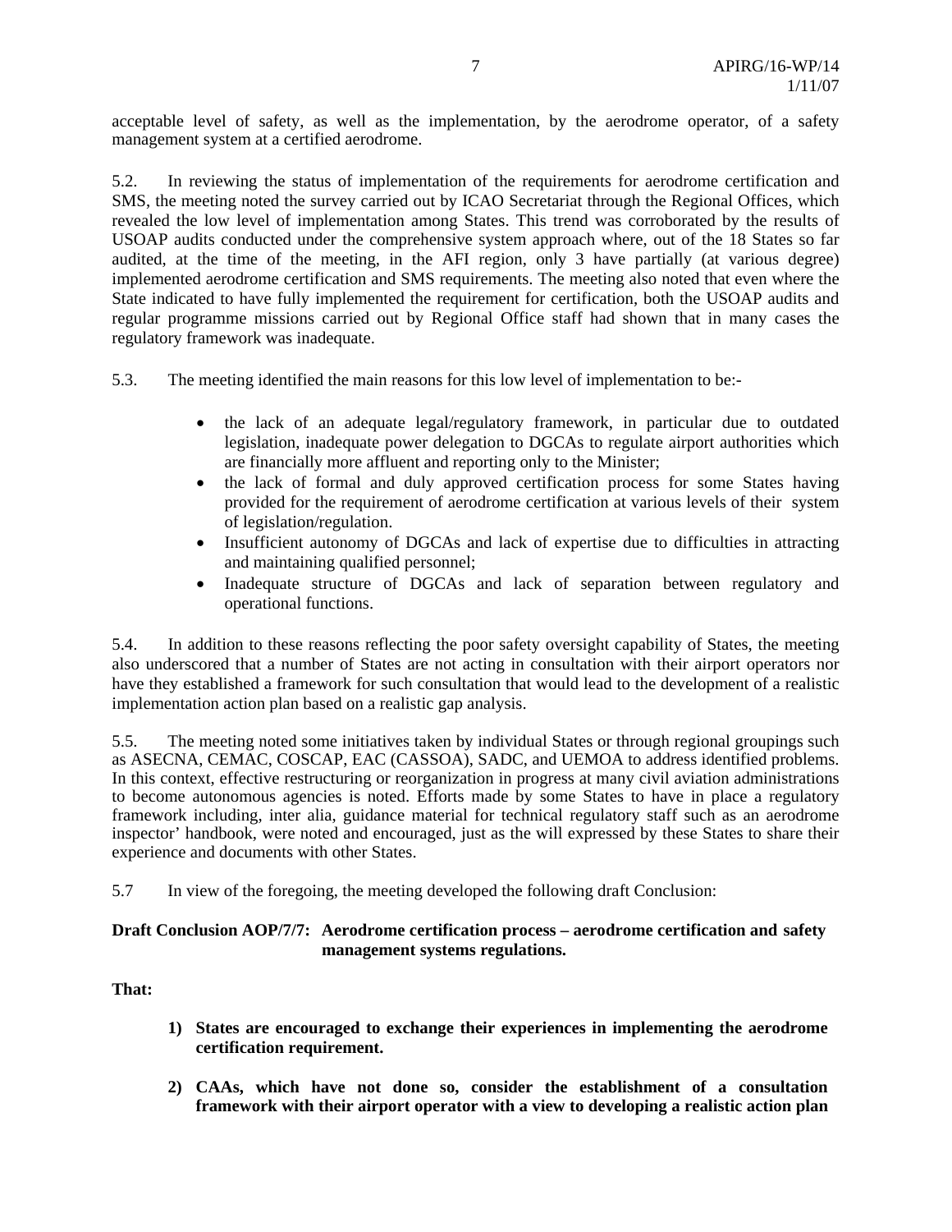acceptable level of safety, as well as the implementation, by the aerodrome operator, of a safety management system at a certified aerodrome.

5.2. In reviewing the status of implementation of the requirements for aerodrome certification and SMS, the meeting noted the survey carried out by ICAO Secretariat through the Regional Offices, which revealed the low level of implementation among States. This trend was corroborated by the results of USOAP audits conducted under the comprehensive system approach where, out of the 18 States so far audited, at the time of the meeting, in the AFI region, only 3 have partially (at various degree) implemented aerodrome certification and SMS requirements. The meeting also noted that even where the State indicated to have fully implemented the requirement for certification, both the USOAP audits and regular programme missions carried out by Regional Office staff had shown that in many cases the regulatory framework was inadequate.

5.3. The meeting identified the main reasons for this low level of implementation to be:-

- the lack of an adequate legal/regulatory framework, in particular due to outdated legislation, inadequate power delegation to DGCAs to regulate airport authorities which are financially more affluent and reporting only to the Minister;
- the lack of formal and duly approved certification process for some States having provided for the requirement of aerodrome certification at various levels of their system of legislation/regulation.
- Insufficient autonomy of DGCAs and lack of expertise due to difficulties in attracting and maintaining qualified personnel;
- Inadequate structure of DGCAs and lack of separation between regulatory and operational functions.

5.4. In addition to these reasons reflecting the poor safety oversight capability of States, the meeting also underscored that a number of States are not acting in consultation with their airport operators nor have they established a framework for such consultation that would lead to the development of a realistic implementation action plan based on a realistic gap analysis.

5.5. The meeting noted some initiatives taken by individual States or through regional groupings such as ASECNA, CEMAC, COSCAP, EAC (CASSOA), SADC, and UEMOA to address identified problems. In this context, effective restructuring or reorganization in progress at many civil aviation administrations to become autonomous agencies is noted. Efforts made by some States to have in place a regulatory framework including, inter alia, guidance material for technical regulatory staff such as an aerodrome inspector' handbook, were noted and encouraged, just as the will expressed by these States to share their experience and documents with other States.

5.7 In view of the foregoing, the meeting developed the following draft Conclusion:

**Draft Conclusion AOP/7/7: Aerodrome certification process – aerodrome certification and safety management systems regulations.**

**That:**

1) **States are encouraged to exchange their experiences in implementing the aerodrome certification requirement.**

2) **CAAs, which have not done so, consider the establishment of a consultation framework with their airport operator with a view to developing a realistic action plan**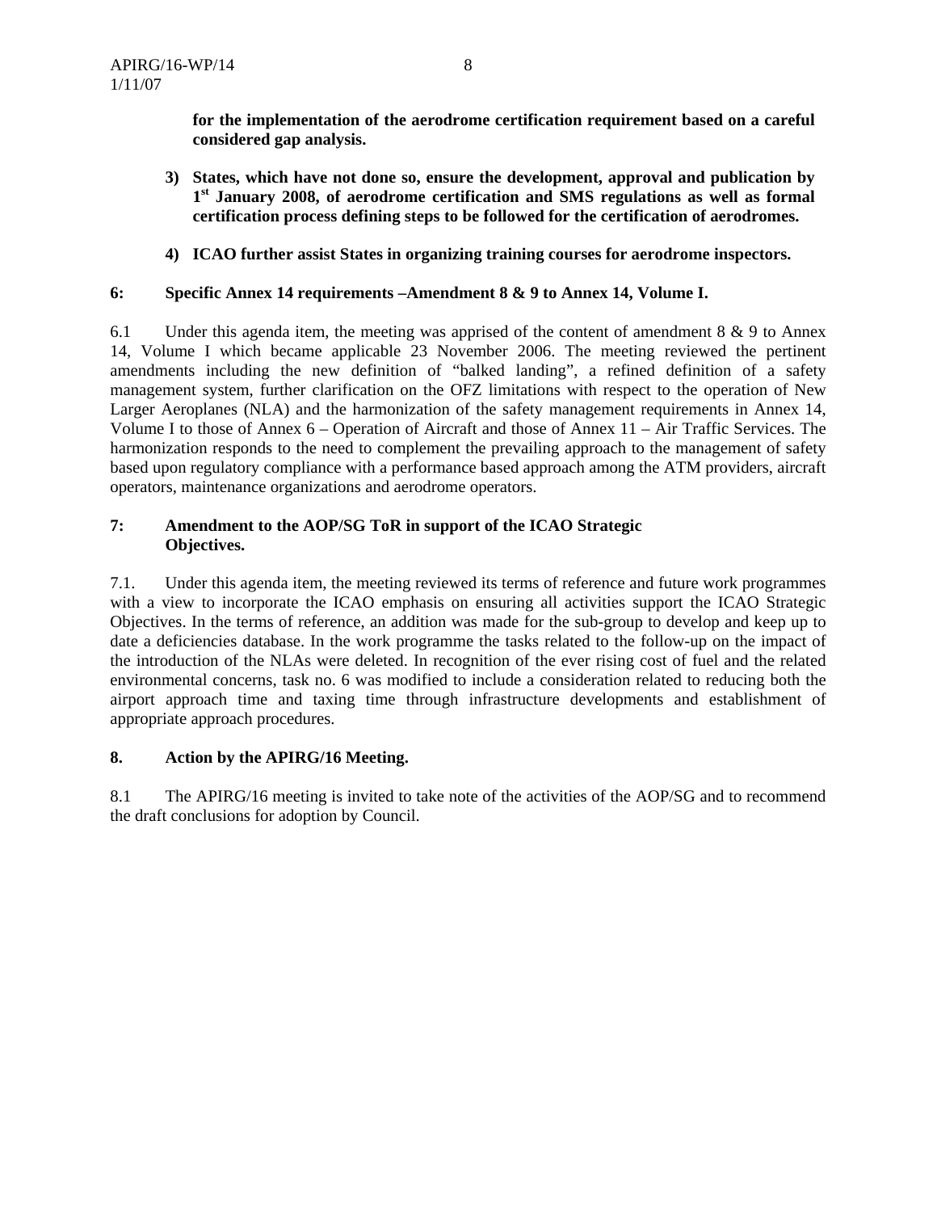**for the implementation of the aerodrome certification requirement based on a careful considered gap analysis.**

3) **States, which have not done so, ensure the development, approval and publication by 1st January 2008, of aerodrome certification and SMS regulations as well as formal certification process defining steps to be followed for the certification of aerodromes.**

4) **ICAO further assist States in organizing training courses for aerodrome inspectors.**

**6: Specific Annex 14 requirements –Amendment 8 & 9 to Annex 14, Volume I.**

6.1 Under this agenda item, the meeting was apprised of the content of amendment 8 & 9 to Annex 14, Volume I which became applicable 23 November 2006. The meeting reviewed the pertinent amendments including the new definition of "balked landing", a refined definition of a safety management system, further clarification on the OFZ limitations with respect to the operation of New Larger Aeroplanes (NLA) and the harmonization of the safety management requirements in Annex 14, Volume I to those of Annex 6 – Operation of Aircraft and those of Annex 11 – Air Traffic Services. The harmonization responds to the need to complement the prevailing approach to the management of safety based upon regulatory compliance with a performance based approach among the ATM providers, aircraft operators, maintenance organizations and aerodrome operators.

**7: Amendment to the AOP/SG ToR in support of the ICAO Strategic Objectives.**

7.1. Under this agenda item, the meeting reviewed its terms of reference and future work programmes with a view to incorporate the ICAO emphasis on ensuring all activities support the ICAO Strategic Objectives. In the terms of reference, an addition was made for the sub-group to develop and keep up to date a deficiencies database. In the work programme the tasks related to the follow-up on the impact of the introduction of the NLAs were deleted. In recognition of the ever rising cost of fuel and the related environmental concerns, task no. 6 was modified to include a consideration related to reducing both the airport approach time and taxing time through infrastructure developments and establishment of appropriate approach procedures.

**8. Action by the APIRG/16 Meeting.**

8.1 The APIRG/16 meeting is invited to take note of the activities of the AOP/SG and to recommend the draft conclusions for adoption by Council.